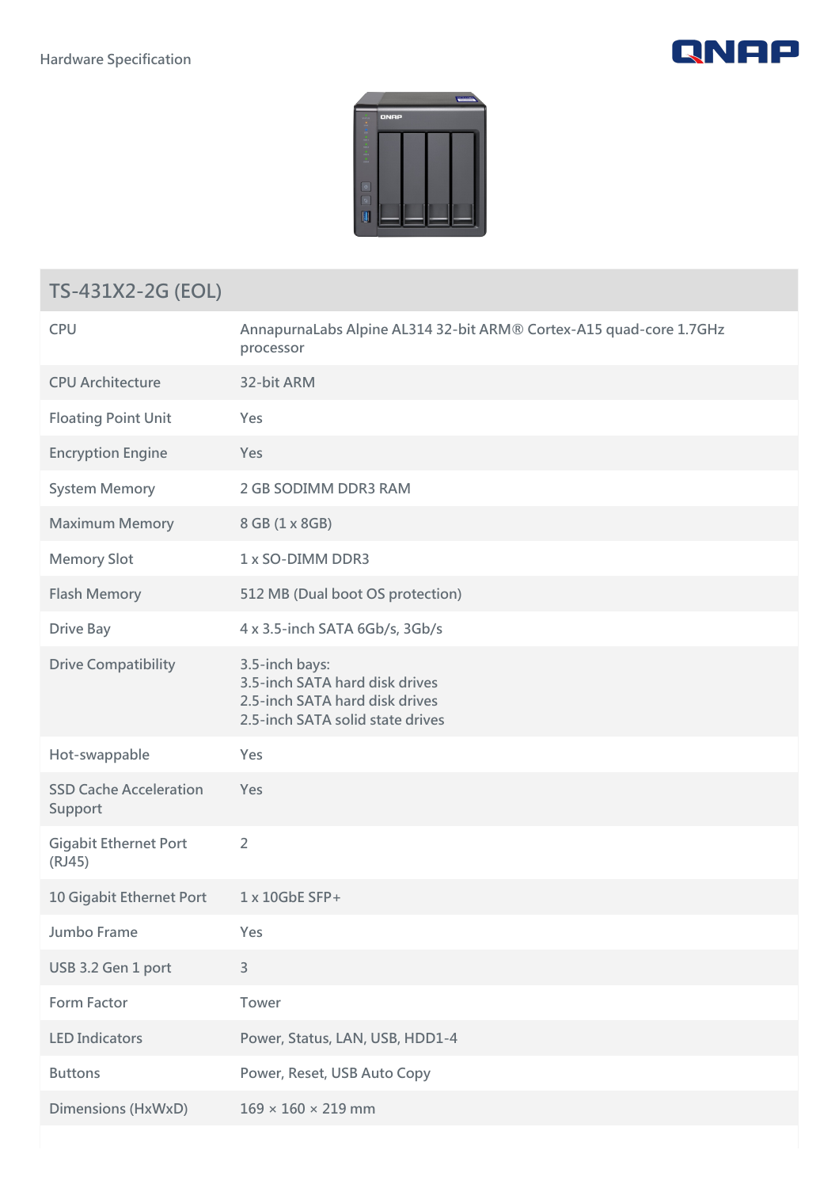Hardware Specification

| TS-431X2-2G (EOL) | |
|---|---|
| CPU | AnnapurnaLabs Alpine AL314 32-bit ARM® Cortex-A15 quad-core 1.7GHz processor |
| CPU Architecture | 32-bit ARM |
| Floating Point Unit | Yes |
| Encryption Engine | Yes |
| System Memory | 2 GB SODIMM DDR3 RAM |
| Maximum Memory | 8 GB (1 x 8GB) |
| Memory Slot | 1 x SO-DIMM DDR3 |
| Flash Memory | 512 MB (Dual boot OS protection) |
| Drive Bay | 4 x 3.5-inch SATA 6Gb/s, 3Gb/s |
| Drive Compatibility | 3.5-inch bays:<br>3.5-inch SATA hard disk drives<br>2.5-inch SATA hard disk drives<br>2.5-inch SATA solid state drives |
| Hot-swappable | Yes |
| SSD Cache Acceleration Support | Yes |
| Gigabit Ethernet Port (RJ45) | 2 |
| 10 Gigabit Ethernet Port | 1 x 10GbE SFP+ |
| Jumbo Frame | Yes |
| USB 3.2 Gen 1 port | 3 |
| Form Factor | Tower |
| LED Indicators | Power, Status, LAN, USB, HDD1-4 |
| Buttons | Power, Reset, USB Auto Copy |
| Dimensions (HxWxD) | 169 × 160 × 219 mm |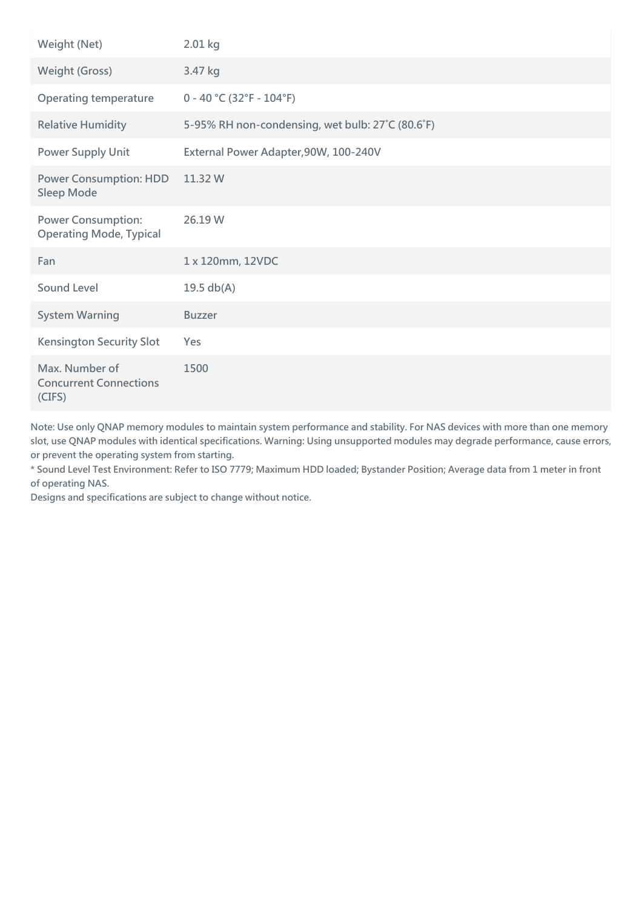| | |
|---|---|
| Weight (Net) | 2.01 kg |
| Weight (Gross) | 3.47 kg |
| Operating temperature | 0 - 40 °C (32°F - 104°F) |
| Relative Humidity | 5-95% RH non-condensing, wet bulb: 27˚C (80.6˚F) |
| Power Supply Unit | External Power Adapter,90W, 100-240V |
| Power Consumption: HDD Sleep Mode | 11.32 W |
| Power Consumption: Operating Mode, Typical | 26.19 W |
| Fan | 1 x 120mm, 12VDC |
| Sound Level | 19.5 db(A) |
| System Warning | Buzzer |
| Kensington Security Slot | Yes |
| Max. Number of Concurrent Connections (CIFS) | 1500 |

Note: Use only QNAP memory modules to maintain system performance and stability. For NAS devices with more than one memory slot, use QNAP modules with identical specifications. Warning: Using unsupported modules may degrade performance, cause errors, or prevent the operating system from starting.

* Sound Level Test Environment: Refer to ISO 7779; Maximum HDD loaded; Bystander Position; Average data from 1 meter in front of operating NAS.

Designs and specifications are subject to change without notice.